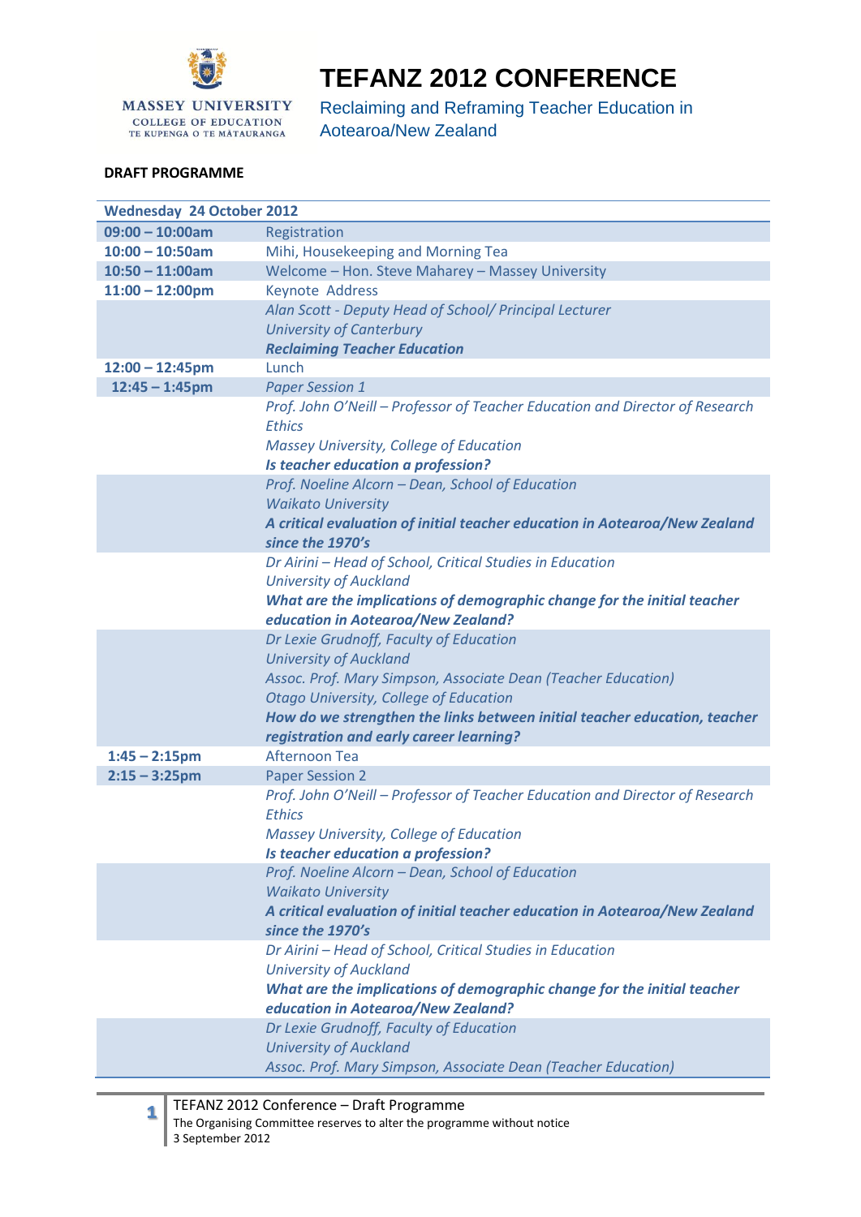MASSEY UNIVERSITY
COLLEGE OF EDUCATION
TE KUPENGA O TE MĀTAURANGA

# TEFANZ 2012 CONFERENCE

Reclaiming and Reframing Teacher Education in Aotearoa/New Zealand

**DRAFT PROGRAMME**

| **Wednesday 24 October 2012** | |
|---|---|
| **09:00 – 10:00am** | Registration |
| **10:00 – 10:50am** | Mihi, Housekeeping and Morning Tea |
| **10:50 – 11:00am** | Welcome – Hon. Steve Maharey – Massey University |
| **11:00 – 12:00pm** | Keynote Address |
| | *Alan Scott - Deputy Head of School/ Principal Lecturer*<br>*University of Canterbury*<br>***Reclaiming Teacher Education*** |
| **12:00 – 12:45pm** | Lunch |
| **12:45 – 1:45pm** | *Paper Session 1* |
| | *Prof. John O'Neill – Professor of Teacher Education and Director of Research Ethics*<br>*Massey University, College of Education*<br>***Is teacher education a profession?*** |
| | *Prof. Noeline Alcorn – Dean, School of Education*<br>*Waikato University*<br>***A critical evaluation of initial teacher education in Aotearoa/New Zealand since the 1970's*** |
| | *Dr Airini – Head of School, Critical Studies in Education*<br>*University of Auckland*<br>***What are the implications of demographic change for the initial teacher education in Aotearoa/New Zealand?*** |
| | *Dr Lexie Grudnoff, Faculty of Education*<br>*University of Auckland*<br>*Assoc. Prof. Mary Simpson, Associate Dean (Teacher Education)*<br>*Otago University, College of Education*<br>***How do we strengthen the links between initial teacher education, teacher registration and early career learning?*** |
| **1:45 – 2:15pm** | Afternoon Tea |
| **2:15 – 3:25pm** | Paper Session 2 |
| | *Prof. John O'Neill – Professor of Teacher Education and Director of Research Ethics*<br>*Massey University, College of Education*<br>***Is teacher education a profession?*** |
| | *Prof. Noeline Alcorn – Dean, School of Education*<br>*Waikato University*<br>***A critical evaluation of initial teacher education in Aotearoa/New Zealand since the 1970's*** |
| | *Dr Airini – Head of School, Critical Studies in Education*<br>*University of Auckland*<br>***What are the implications of demographic change for the initial teacher education in Aotearoa/New Zealand?*** |
| | *Dr Lexie Grudnoff, Faculty of Education*<br>*University of Auckland*<br>*Assoc. Prof. Mary Simpson, Associate Dean (Teacher Education)* |

TEFANZ 2012 Conference – Draft Programme
The Organising Committee reserves to alter the programme without notice
3 September 2012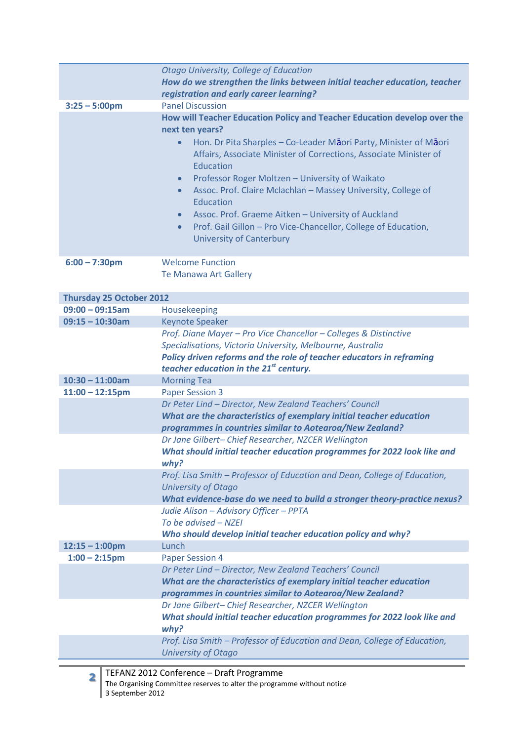| | |
|---|---|
| | *Otago University, College of Education* |
| | ***How do we strengthen the links between initial teacher education, teacher registration and early career learning?*** |
| **3:25 – 5:00pm** | Panel Discussion |
| | **How will Teacher Education Policy and Teacher Education develop over the next ten years?**<br>• Hon. Dr Pita Sharples – Co-Leader Māori Party, Minister of Māori Affairs, Associate Minister of Corrections, Associate Minister of Education<br>• Professor Roger Moltzen – University of Waikato<br>• Assoc. Prof. Claire Mclachlan – Massey University, College of Education<br>• Assoc. Prof. Graeme Aitken – University of Auckland<br>• Prof. Gail Gillon – Pro Vice-Chancellor, College of Education, University of Canterbury |
| **6:00 – 7:30pm** | Welcome Function<br>Te Manawa Art Gallery |
| **Thursday 25 October 2012** | |
| **09:00 – 09:15am** | Housekeeping |
| **09:15 – 10:30am** | Keynote Speaker |
| | *Prof. Diane Mayer – Pro Vice Chancellor – Colleges & Distinctive Specialisations, Victoria University, Melbourne, Australia*<br>***Policy driven reforms and the role of teacher educators in reframing teacher education in the 21st century.*** |
| **10:30 – 11:00am** | Morning Tea |
| **11:00 – 12:15pm** | Paper Session 3 |
| | *Dr Peter Lind – Director, New Zealand Teachers' Council*<br>***What are the characteristics of exemplary initial teacher education programmes in countries similar to Aotearoa/New Zealand?*** |
| | *Dr Jane Gilbert– Chief Researcher, NZCER Wellington*<br>***What should initial teacher education programmes for 2022 look like and why?*** |
| | *Prof. Lisa Smith – Professor of Education and Dean, College of Education, University of Otago*<br>***What evidence-base do we need to build a stronger theory-practice nexus?*** |
| | *Judie Alison – Advisory Officer – PPTA*<br>*To be advised – NZEI*<br>***Who should develop initial teacher education policy and why?*** |
| **12:15 – 1:00pm** | Lunch |
| **1:00 – 2:15pm** | Paper Session 4 |
| | *Dr Peter Lind – Director, New Zealand Teachers' Council*<br>***What are the characteristics of exemplary initial teacher education programmes in countries similar to Aotearoa/New Zealand?*** |
| | *Dr Jane Gilbert– Chief Researcher, NZCER Wellington*<br>***What should initial teacher education programmes for 2022 look like and why?*** |
| | *Prof. Lisa Smith – Professor of Education and Dean, College of Education, University of Otago* |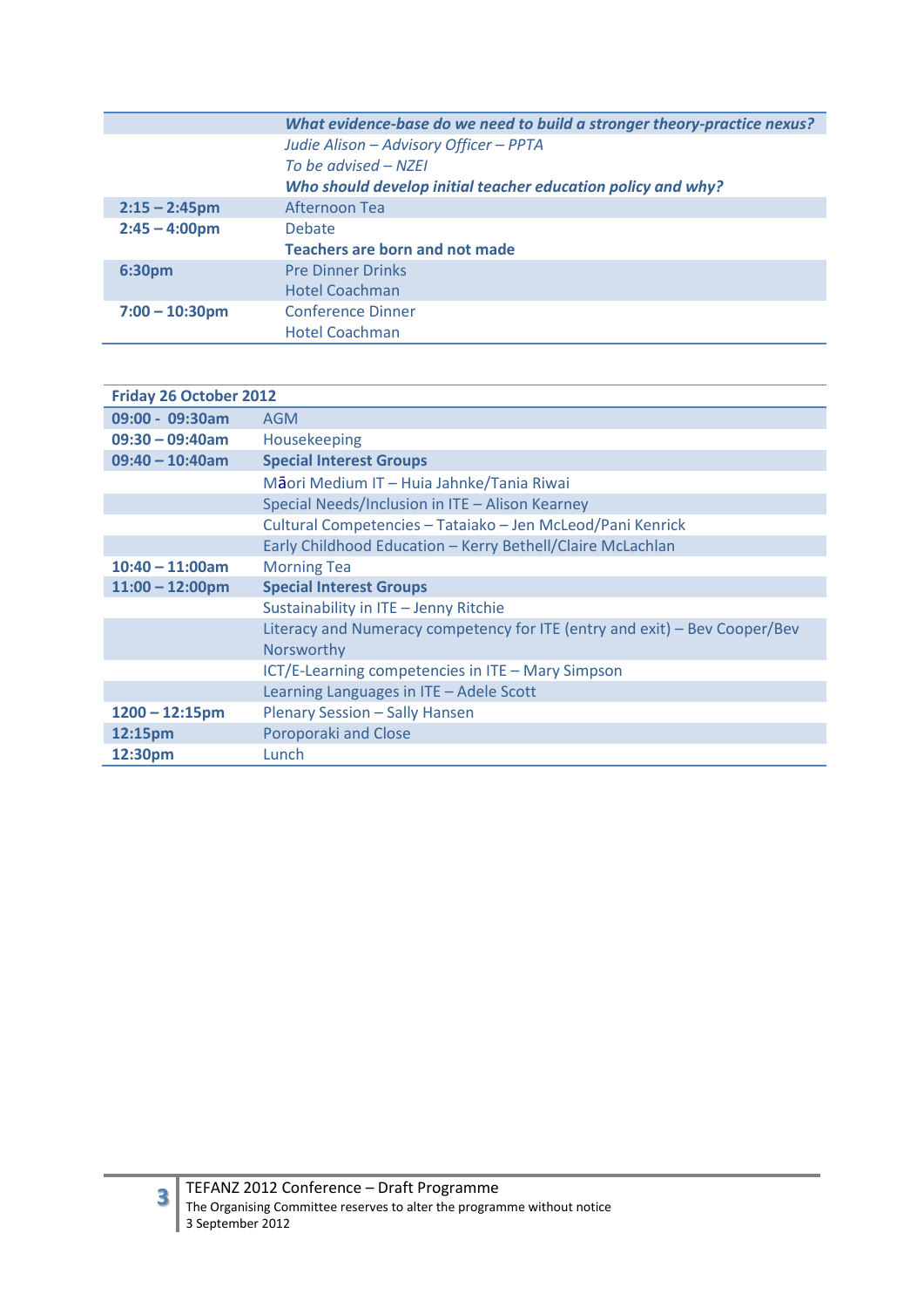| | |
|---|---|
| | ***What evidence-base do we need to build a stronger theory-practice nexus?*** |
| | *Judie Alison – Advisory Officer – PPTA* |
| | *To be advised – NZEI* |
| | ***Who should develop initial teacher education policy and why?*** |
| **2:15 – 2:45pm** | Afternoon Tea |
| **2:45 – 4:00pm** | Debate |
| | **Teachers are born and not made** |
| **6:30pm** | Pre Dinner Drinks<br>Hotel Coachman |
| **7:00 – 10:30pm** | Conference Dinner<br>Hotel Coachman |

| **Friday 26 October 2012** | |
|---|---|
| **09:00 - 09:30am** | AGM |
| **09:30 – 09:40am** | Housekeeping |
| **09:40 – 10:40am** | **Special Interest Groups** |
| | Māori Medium IT – Huia Jahnke/Tania Riwai |
| | Special Needs/Inclusion in ITE – Alison Kearney |
| | Cultural Competencies – Tataiako – Jen McLeod/Pani Kenrick |
| | Early Childhood Education – Kerry Bethell/Claire McLachlan |
| **10:40 – 11:00am** | Morning Tea |
| **11:00 – 12:00pm** | **Special Interest Groups** |
| | Sustainability in ITE – Jenny Ritchie |
| | Literacy and Numeracy competency for ITE (entry and exit) – Bev Cooper/Bev Norsworthy |
| | ICT/E-Learning competencies in ITE – Mary Simpson |
| | Learning Languages in ITE – Adele Scott |
| **1200 – 12:15pm** | Plenary Session – Sally Hansen |
| **12:15pm** | Poroporaki and Close |
| **12:30pm** | Lunch |